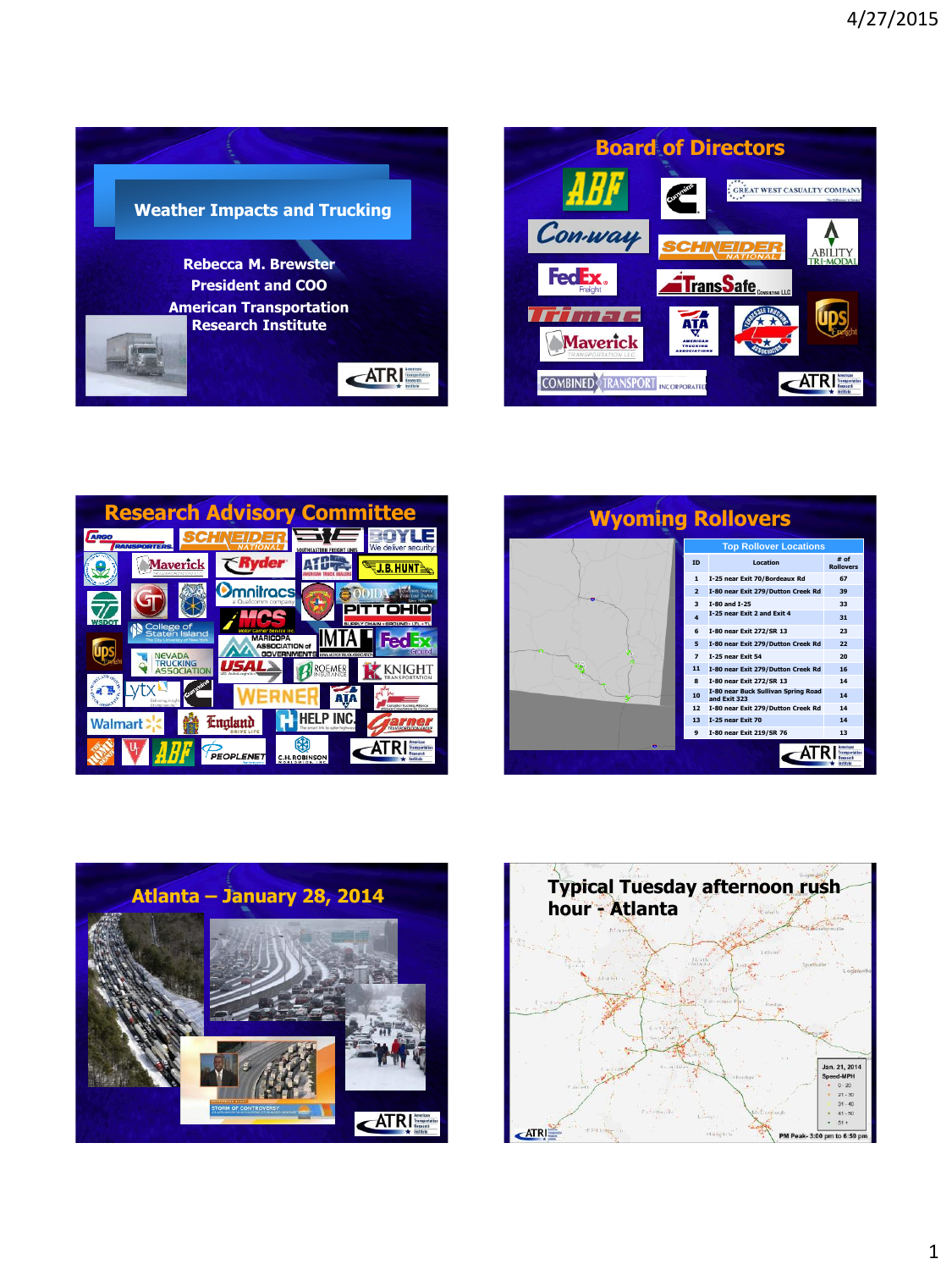# Weather Impacts and Trucking

Rebecca M. Brewster
President and COO
American Transportation Research Institute

## Board of Directors

## Research Advisory Committee

## Wyoming Rollovers

| Top Rollover Locations | | |
|---|---|---|
| ID | Location | # of Rollovers |
| 1 | I-25 near Exit 70/Bordeaux Rd | 67 |
| 2 | I-80 near Exit 279/Dutton Creek Rd | 39 |
| 3 | I-80 and I-25 | 33 |
| 4 | I-25 near Exit 2 and Exit 4 | 31 |
| 6 | I-80 near Exit 272/SR 13 | 23 |
| 5 | I-80 near Exit 279/Dutton Creek Rd | 22 |
| 7 | I-25 near Exit 54 | 20 |
| 11 | I-80 near Exit 279/Dutton Creek Rd | 16 |
| 8 | I-80 near Exit 272/SR 13 | 14 |
| 10 | I-80 near Buck Sullivan Spring Road and Exit 323 | 14 |
| 12 | I-80 near Exit 279/Dutton Creek Rd | 14 |
| 13 | I-25 near Exit 70 | 14 |
| 9 | I-80 near Exit 219/SR 76 | 13 |

## Atlanta – January 28, 2014

## Typical Tuesday afternoon rush hour - Atlanta

Jan. 21, 2014
Speed-MPH
- 0 - 20
- 21 - 30
- 31 - 40
- 41 - 50
- 51 +

PM Peak- 3:00 pm to 6:59 pm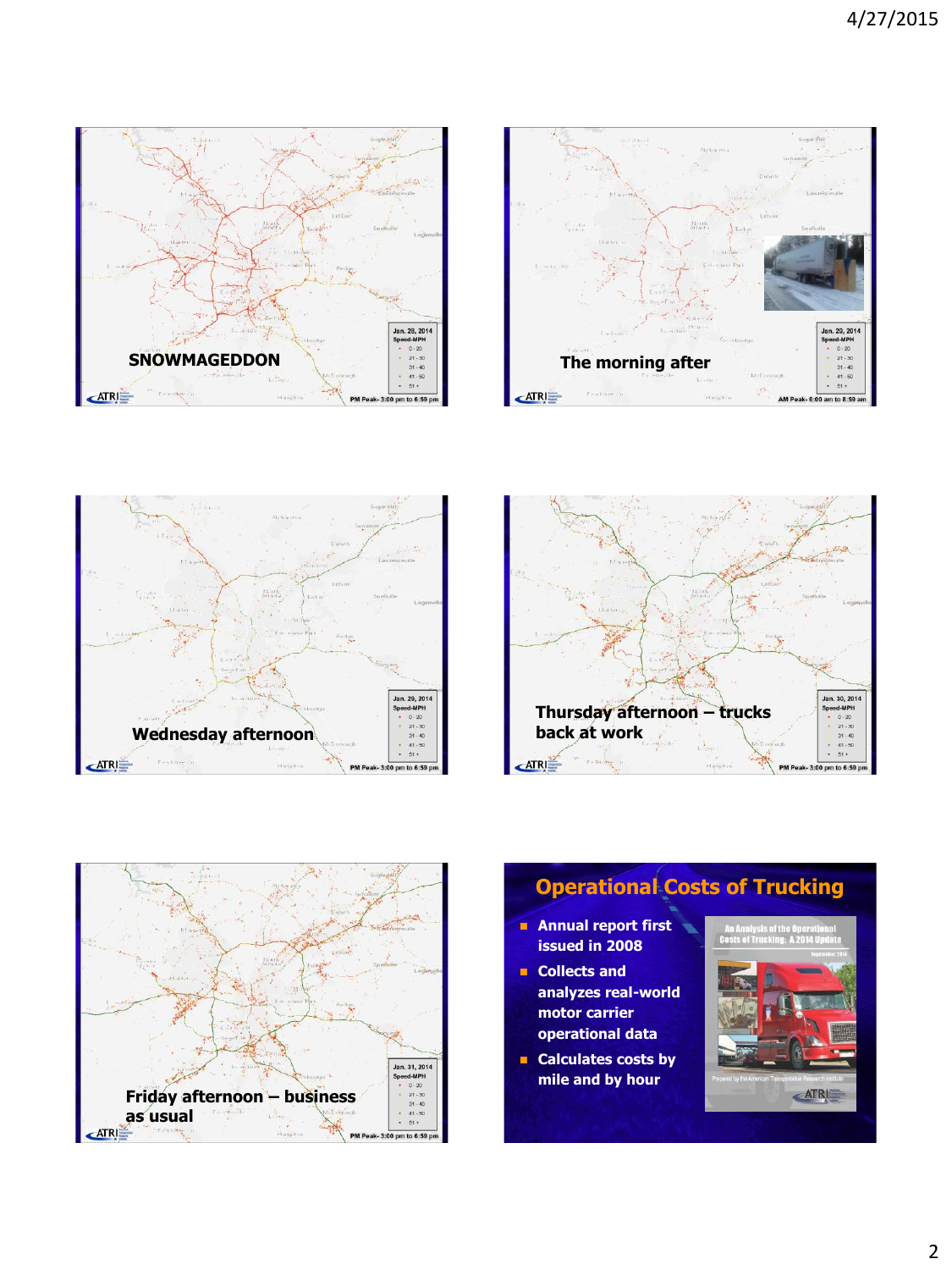SNOWMAGEDDON

Jan. 28, 2014
Speed-MPH
- 0 - 20
- 21 - 30
- 31 - 40
- 41 - 50
- 51 +

PM Peak- 3:00 pm to 6:59 pm

The morning after

Jan. 29, 2014
Speed-MPH
- 0 - 20
- 21 - 30
- 31 - 40
- 41 - 50
- 51 +

AM Peak- 6:00 am to 8:59 am

Wednesday afternoon

Jan. 29, 2014
Speed-MPH
- 0 - 20
- 21 - 30
- 31 - 40
- 41 - 50
- 51 +

PM Peak- 3:00 pm to 6:59 pm

Thursday afternoon – trucks back at work

Jan. 30, 2014
Speed-MPH
- 0 - 20
- 21 - 30
- 31 - 40
- 41 - 50
- 51 +

PM Peak- 3:00 pm to 6:59 pm

Friday afternoon – business as usual

Jan. 31, 2014
Speed-MPH
- 0 - 20
- 21 - 30
- 31 - 40
- 41 - 50
- 51 +

PM Peak- 3:00 pm to 6:59 pm

## Operational Costs of Trucking

- Annual report first issued in 2008
- Collects and analyzes real-world motor carrier operational data
- Calculates costs by mile and by hour

An Analysis of the Operational Costs of Trucking: A 2014 Update

September 2014

Prepared by the American Transportation Research Institute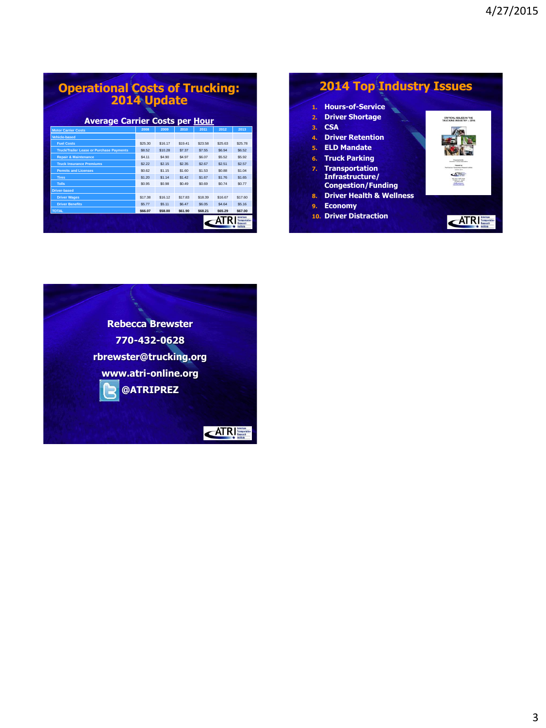# Operational Costs of Trucking: 2014 Update

## Average Carrier Costs per Hour

| Motor Carrier Costs | 2008 | 2009 | 2010 | 2011 | 2012 | 2013 |
|---|---|---|---|---|---|---|
| Vehicle-based | | | | | | |
| Fuel Costs | $25.30 | $16.17 | $19.41 | $23.58 | $25.63 | $25.78 |
| Truck/Trailer Lease or Purchase Payments | $8.52 | $10.28 | $7.37 | $7.55 | $6.94 | $6.52 |
| Repair & Maintenance | $4.11 | $4.90 | $4.97 | $6.07 | $5.52 | $5.92 |
| Truck Insurance Premiums | $2.22 | $2.15 | $2.35 | $2.67 | $2.51 | $2.57 |
| Permits and Licenses | $0.62 | $1.15 | $1.60 | $1.53 | $0.88 | $1.04 |
| Tires | $1.20 | $1.14 | $1.42 | $1.67 | $1.76 | $1.65 |
| Tolls | $0.95 | $0.98 | $0.49 | $0.69 | $0.74 | $0.77 |
| Driver-based | | | | | | |
| Driver Wages | $17.38 | $16.12 | $17.83 | $18.39 | $16.67 | $17.60 |
| Driver Benefits | $5.77 | $5.11 | $6.47 | $6.05 | $4.64 | $5.16 |
| TOTAL | $66.07 | $58.00 | $61.90 | $68.21 | $65.29 | $67.00 |

# 2014 Top Industry Issues

1. Hours-of-Service
2. Driver Shortage
3. CSA
4. Driver Retention
5. ELD Mandate
6. Truck Parking
7. Transportation Infrastructure/ Congestion/Funding
8. Driver Health & Wellness
9. Economy
10. Driver Distraction

---

**Rebecca Brewster**

**770-432-0628**

**rbrewster@trucking.org**

**www.atri-online.org**

**@ATRIPREZ**